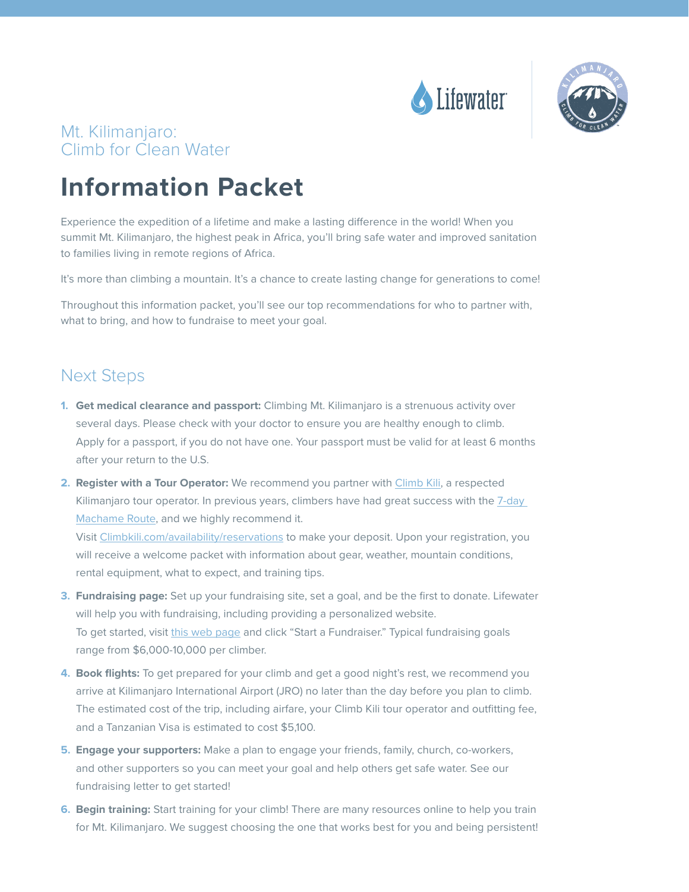Mt. Kilimanjaro:
Climb for Clean Water

# Information Packet

Experience the expedition of a lifetime and make a lasting difference in the world! When you summit Mt. Kilimanjaro, the highest peak in Africa, you'll bring safe water and improved sanitation to families living in remote regions of Africa.

It's more than climbing a mountain. It's a chance to create lasting change for generations to come!

Throughout this information packet, you'll see our top recommendations for who to partner with, what to bring, and how to fundraise to meet your goal.

## Next Steps

1. **Get medical clearance and passport:** Climbing Mt. Kilimanjaro is a strenuous activity over several days. Please check with your doctor to ensure you are healthy enough to climb. Apply for a passport, if you do not have one. Your passport must be valid for at least 6 months after your return to the U.S.
2. **Register with a Tour Operator:** We recommend you partner with Climb Kili, a respected Kilimanjaro tour operator. In previous years, climbers have had great success with the 7-day Machame Route, and we highly recommend it.
   Visit Climbkili.com/availability/reservations to make your deposit. Upon your registration, you will receive a welcome packet with information about gear, weather, mountain conditions, rental equipment, what to expect, and training tips.
3. **Fundraising page:** Set up your fundraising site, set a goal, and be the first to donate. Lifewater will help you with fundraising, including providing a personalized website.
   To get started, visit this web page and click "Start a Fundraiser." Typical fundraising goals range from $6,000-10,000 per climber.
4. **Book flights:** To get prepared for your climb and get a good night's rest, we recommend you arrive at Kilimanjaro International Airport (JRO) no later than the day before you plan to climb. The estimated cost of the trip, including airfare, your Climb Kili tour operator and outfitting fee, and a Tanzanian Visa is estimated to cost $5,100.
5. **Engage your supporters:** Make a plan to engage your friends, family, church, co-workers, and other supporters so you can meet your goal and help others get safe water. See our fundraising letter to get started!
6. **Begin training:** Start training for your climb! There are many resources online to help you train for Mt. Kilimanjaro. We suggest choosing the one that works best for you and being persistent!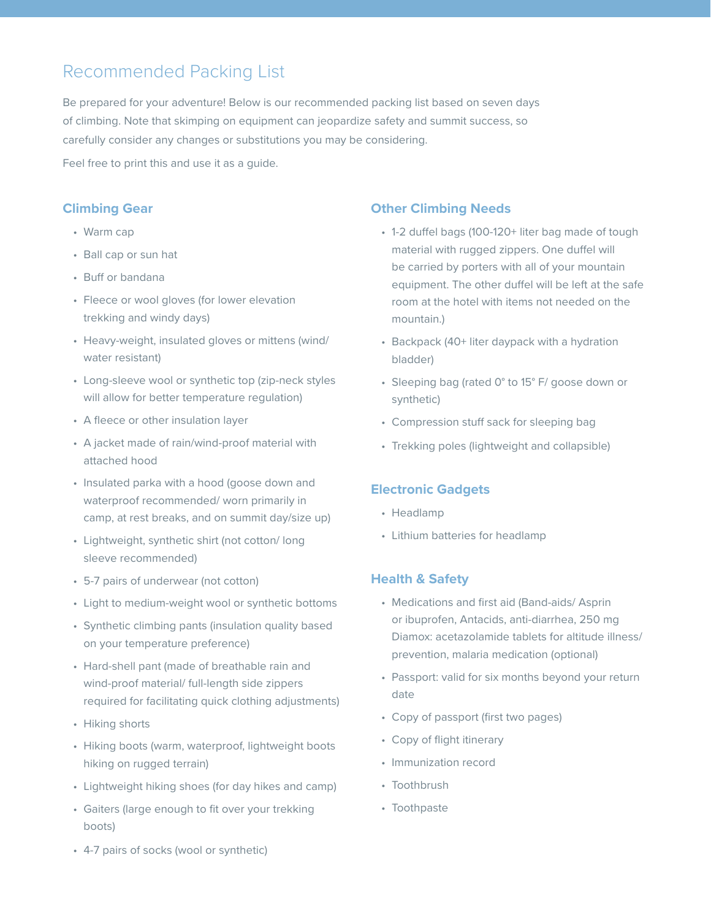# Recommended Packing List

Be prepared for your adventure! Below is our recommended packing list based on seven days of climbing. Note that skimping on equipment can jeopardize safety and summit success, so carefully consider any changes or substitutions you may be considering.

Feel free to print this and use it as a guide.

## Climbing Gear

- Warm cap
- Ball cap or sun hat
- Buff or bandana
- Fleece or wool gloves (for lower elevation trekking and windy days)
- Heavy-weight, insulated gloves or mittens (wind/ water resistant)
- Long-sleeve wool or synthetic top (zip-neck styles will allow for better temperature regulation)
- A fleece or other insulation layer
- A jacket made of rain/wind-proof material with attached hood
- Insulated parka with a hood (goose down and waterproof recommended/ worn primarily in camp, at rest breaks, and on summit day/size up)
- Lightweight, synthetic shirt (not cotton/ long sleeve recommended)
- 5-7 pairs of underwear (not cotton)
- Light to medium-weight wool or synthetic bottoms
- Synthetic climbing pants (insulation quality based on your temperature preference)
- Hard-shell pant (made of breathable rain and wind-proof material/ full-length side zippers required for facilitating quick clothing adjustments)
- Hiking shorts
- Hiking boots (warm, waterproof, lightweight boots hiking on rugged terrain)
- Lightweight hiking shoes (for day hikes and camp)
- Gaiters (large enough to fit over your trekking boots)
- 4-7 pairs of socks (wool or synthetic)

## Other Climbing Needs

- 1-2 duffel bags (100-120+ liter bag made of tough material with rugged zippers. One duffel will be carried by porters with all of your mountain equipment. The other duffel will be left at the safe room at the hotel with items not needed on the mountain.)
- Backpack (40+ liter daypack with a hydration bladder)
- Sleeping bag (rated 0° to 15° F/ goose down or synthetic)
- Compression stuff sack for sleeping bag
- Trekking poles (lightweight and collapsible)

## Electronic Gadgets

- Headlamp
- Lithium batteries for headlamp

## Health & Safety

- Medications and first aid (Band-aids/ Asprin or ibuprofen, Antacids, anti-diarrhea, 250 mg Diamox: acetazolamide tablets for altitude illness/ prevention, malaria medication (optional)
- Passport: valid for six months beyond your return date
- Copy of passport (first two pages)
- Copy of flight itinerary
- Immunization record
- Toothbrush
- Toothpaste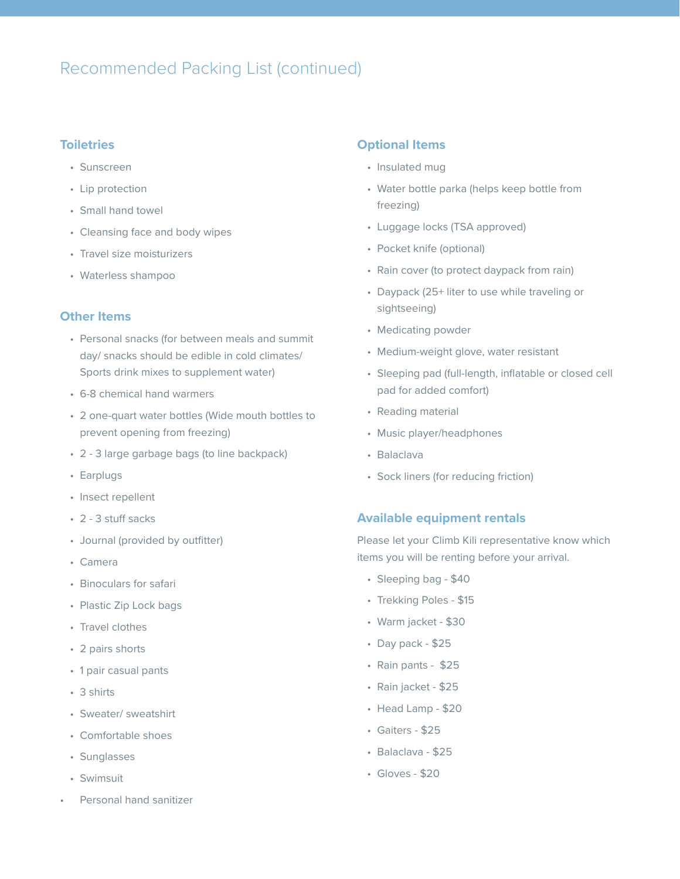# Recommended Packing List (continued)

## Toiletries

- Sunscreen
- Lip protection
- Small hand towel
- Cleansing face and body wipes
- Travel size moisturizers
- Waterless shampoo

## Other Items

- Personal snacks (for between meals and summit day/ snacks should be edible in cold climates/ Sports drink mixes to supplement water)
- 6-8 chemical hand warmers
- 2 one-quart water bottles (Wide mouth bottles to prevent opening from freezing)
- 2 - 3 large garbage bags (to line backpack)
- Earplugs
- Insect repellent
- 2 - 3 stuff sacks
- Journal (provided by outfitter)
- Camera
- Binoculars for safari
- Plastic Zip Lock bags
- Travel clothes
- 2 pairs shorts
- 1 pair casual pants
- 3 shirts
- Sweater/ sweatshirt
- Comfortable shoes
- Sunglasses
- Swimsuit
- Personal hand sanitizer

## Optional Items

- Insulated mug
- Water bottle parka (helps keep bottle from freezing)
- Luggage locks (TSA approved)
- Pocket knife (optional)
- Rain cover (to protect daypack from rain)
- Daypack (25+ liter to use while traveling or sightseeing)
- Medicating powder
- Medium-weight glove, water resistant
- Sleeping pad (full-length, inflatable or closed cell pad for added comfort)
- Reading material
- Music player/headphones
- Balaclava
- Sock liners (for reducing friction)

## Available equipment rentals

Please let your Climb Kili representative know which items you will be renting before your arrival.

- Sleeping bag - $40
- Trekking Poles - $15
- Warm jacket - $30
- Day pack - $25
- Rain pants - $25
- Rain jacket - $25
- Head Lamp - $20
- Gaiters - $25
- Balaclava - $25
- Gloves - $20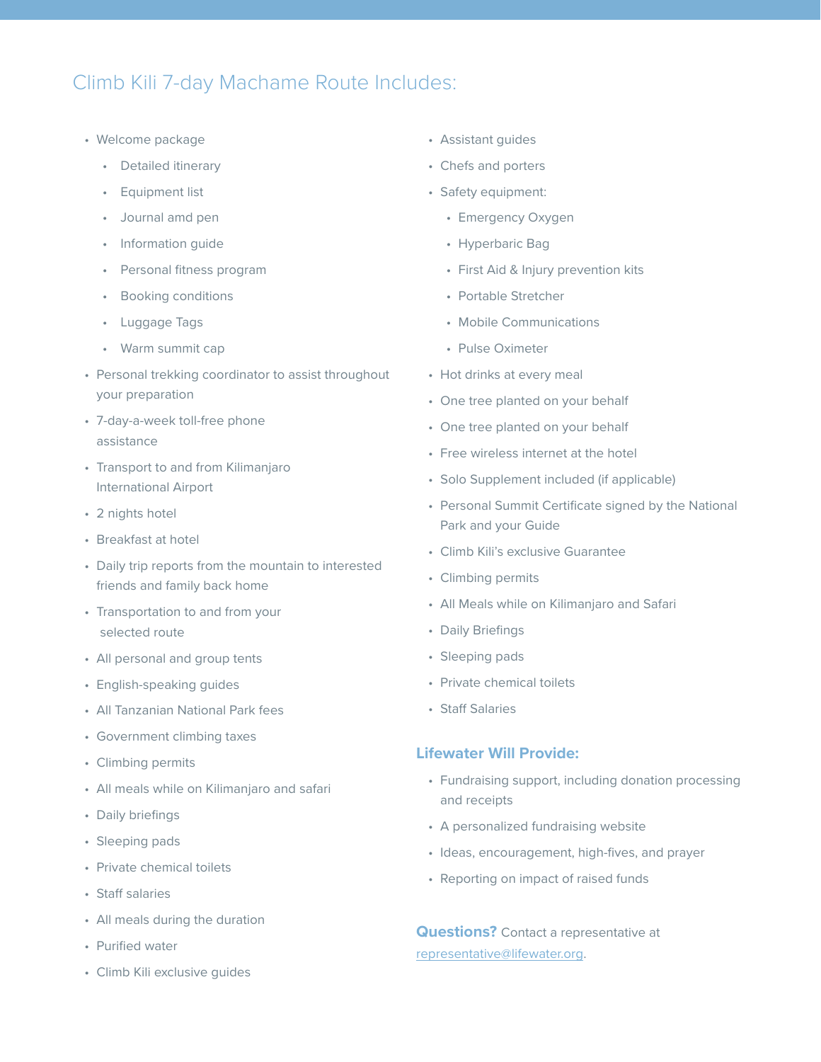## Climb Kili 7-day Machame Route Includes:

- Welcome package
  - Detailed itinerary
  - Equipment list
  - Journal amd pen
  - Information guide
  - Personal fitness program
  - Booking conditions
  - Luggage Tags
  - Warm summit cap
- Personal trekking coordinator to assist throughout your preparation
- 7-day-a-week toll-free phone assistance
- Transport to and from Kilimanjaro International Airport
- 2 nights hotel
- Breakfast at hotel
- Daily trip reports from the mountain to interested friends and family back home
- Transportation to and from your selected route
- All personal and group tents
- English-speaking guides
- All Tanzanian National Park fees
- Government climbing taxes
- Climbing permits
- All meals while on Kilimanjaro and safari
- Daily briefings
- Sleeping pads
- Private chemical toilets
- Staff salaries
- All meals during the duration
- Purified water
- Climb Kili exclusive guides
- Assistant guides
- Chefs and porters
- Safety equipment:
  - Emergency Oxygen
  - Hyperbaric Bag
  - First Aid & Injury prevention kits
  - Portable Stretcher
  - Mobile Communications
  - Pulse Oximeter
- Hot drinks at every meal
- One tree planted on your behalf
- One tree planted on your behalf
- Free wireless internet at the hotel
- Solo Supplement included (if applicable)
- Personal Summit Certificate signed by the National Park and your Guide
- Climb Kili's exclusive Guarantee
- Climbing permits
- All Meals while on Kilimanjaro and Safari
- Daily Briefings
- Sleeping pads
- Private chemical toilets
- Staff Salaries

### Lifewater Will Provide:

- Fundraising support, including donation processing and receipts
- A personalized fundraising website
- Ideas, encouragement, high-fives, and prayer
- Reporting on impact of raised funds

**Questions?** Contact a representative at representative@lifewater.org.